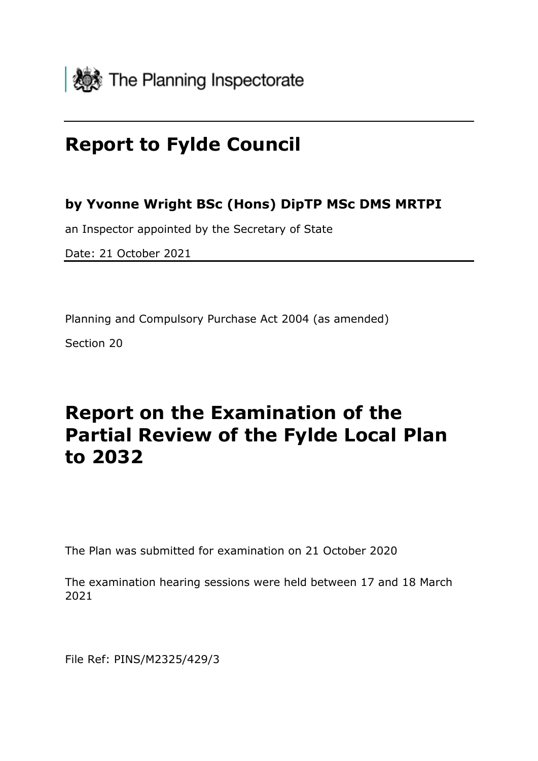The Planning Inspectorate

# Report to Fylde Council

**by Yvonne Wright BSc (Hons) DipTP MSc DMS MRTPI**

an Inspector appointed by the Secretary of State

Date: 21 October 2021

Planning and Compulsory Purchase Act 2004 (as amended)

Section 20

# Report on the Examination of the Partial Review of the Fylde Local Plan to 2032

The Plan was submitted for examination on 21 October 2020

The examination hearing sessions were held between 17 and 18 March 2021

File Ref: PINS/M2325/429/3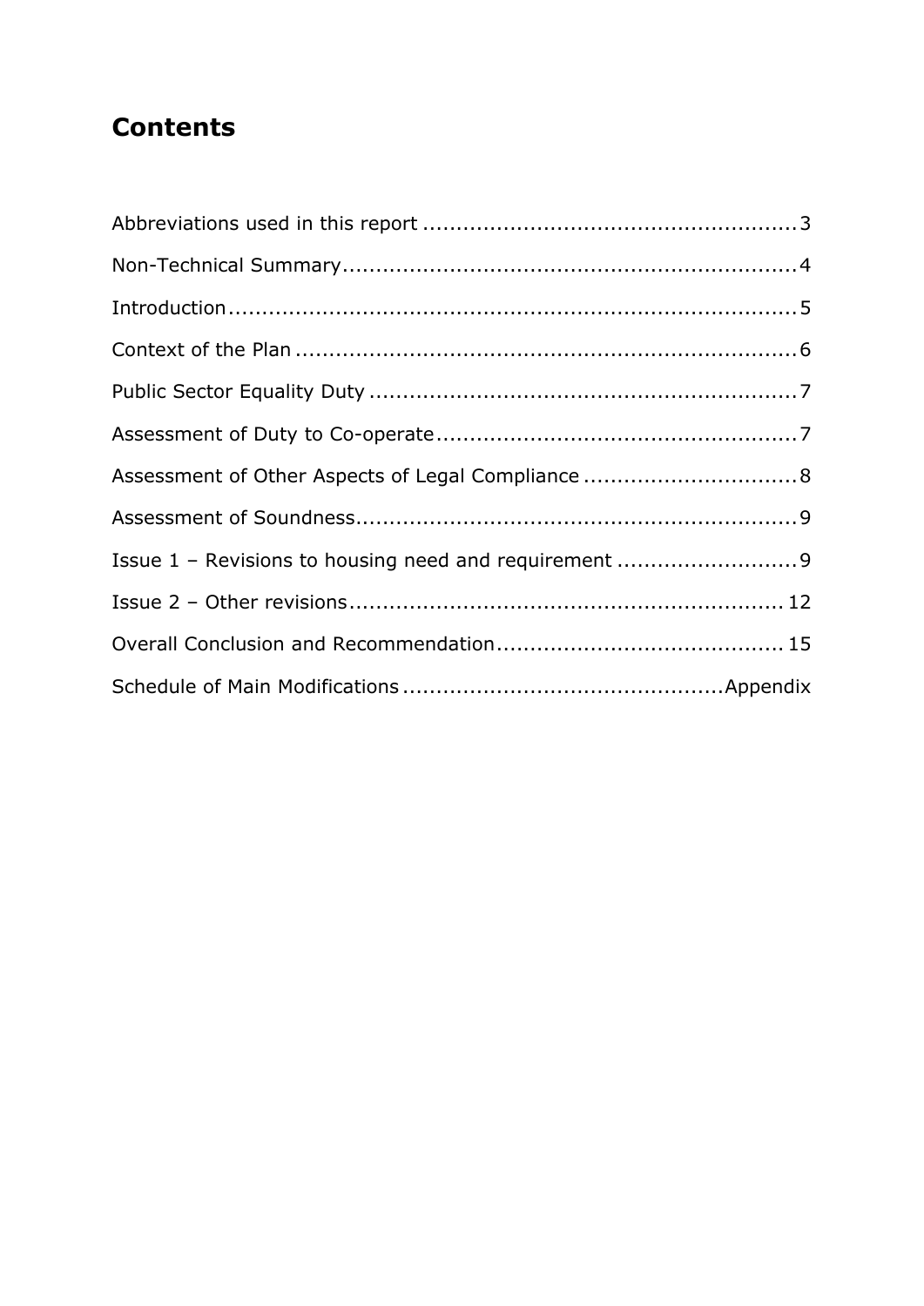## Contents

Abbreviations used in this report ........................................................ 3

Non-Technical Summary ...................................................................... 4

Introduction ......................................................................................... 5

Context of the Plan ............................................................................. 6

Public Sector Equality Duty .................................................................. 7

Assessment of Duty to Co-operate ....................................................... 7

Assessment of Other Aspects of Legal Compliance ................................ 8

Assessment of Soundness .................................................................... 9

Issue 1 – Revisions to housing need and requirement ............................ 9

Issue 2 – Other revisions .................................................................... 12

Overall Conclusion and Recommendation ............................................ 15

Schedule of Main Modifications ................................................ Appendix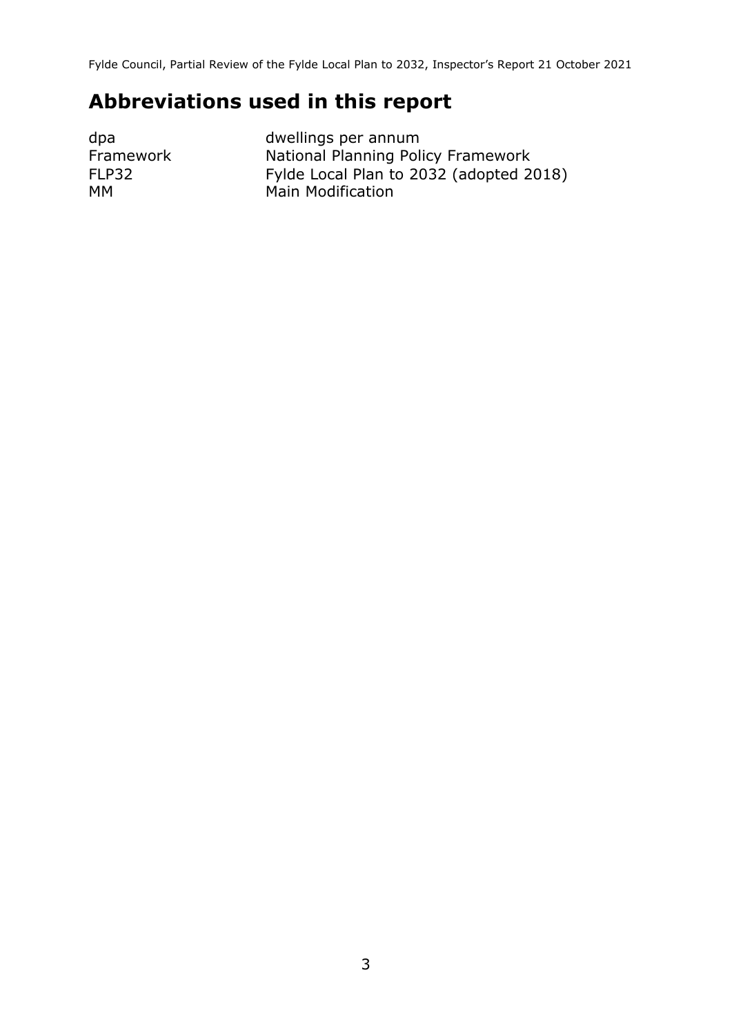## Abbreviations used in this report

| | |
|---|---|
| dpa | dwellings per annum |
| Framework | National Planning Policy Framework |
| FLP32 | Fylde Local Plan to 2032 (adopted 2018) |
| MM | Main Modification |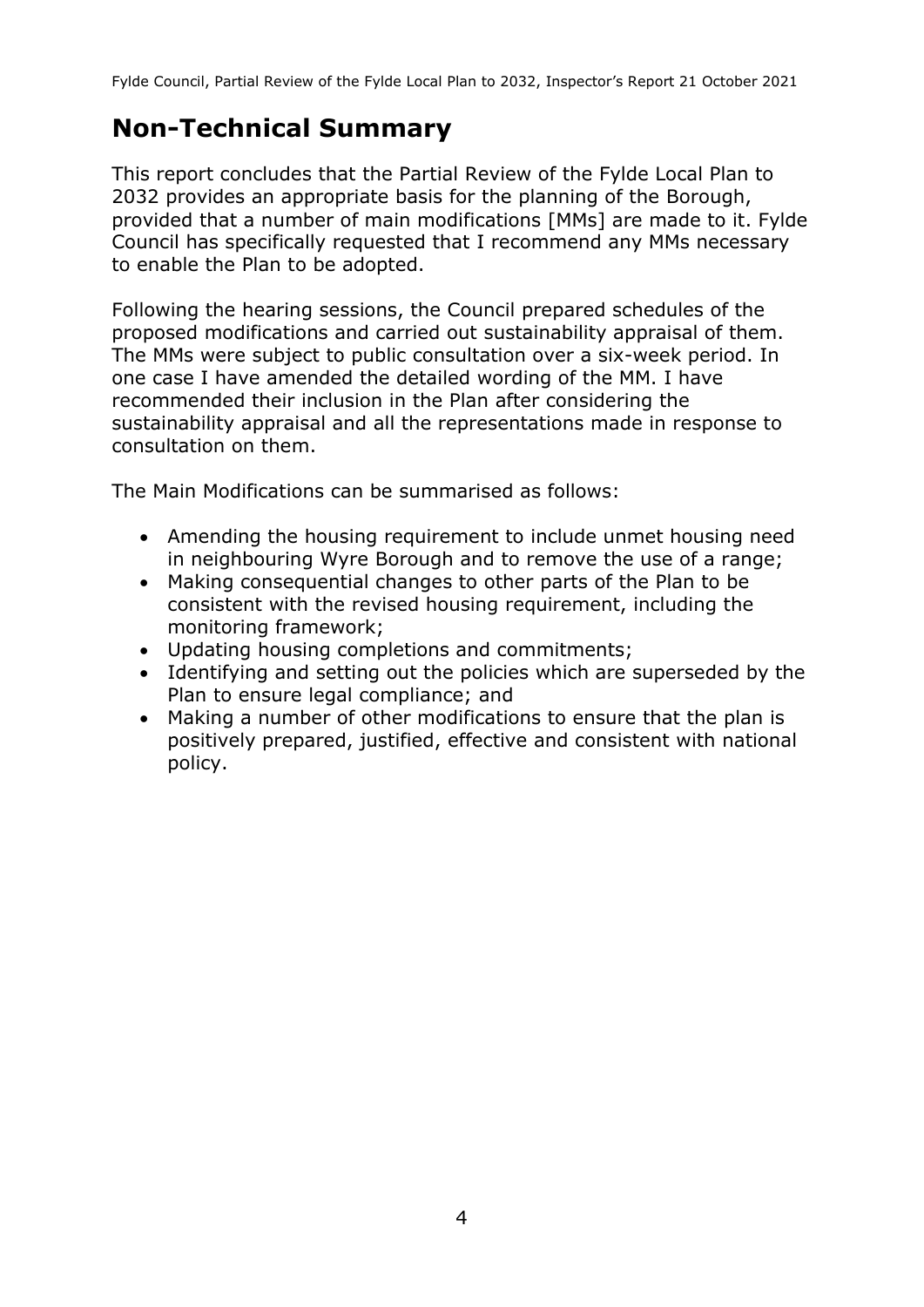# Non-Technical Summary

This report concludes that the Partial Review of the Fylde Local Plan to 2032 provides an appropriate basis for the planning of the Borough, provided that a number of main modifications [MMs] are made to it. Fylde Council has specifically requested that I recommend any MMs necessary to enable the Plan to be adopted.

Following the hearing sessions, the Council prepared schedules of the proposed modifications and carried out sustainability appraisal of them. The MMs were subject to public consultation over a six-week period. In one case I have amended the detailed wording of the MM. I have recommended their inclusion in the Plan after considering the sustainability appraisal and all the representations made in response to consultation on them.

The Main Modifications can be summarised as follows:

- Amending the housing requirement to include unmet housing need in neighbouring Wyre Borough and to remove the use of a range;
- Making consequential changes to other parts of the Plan to be consistent with the revised housing requirement, including the monitoring framework;
- Updating housing completions and commitments;
- Identifying and setting out the policies which are superseded by the Plan to ensure legal compliance; and
- Making a number of other modifications to ensure that the plan is positively prepared, justified, effective and consistent with national policy.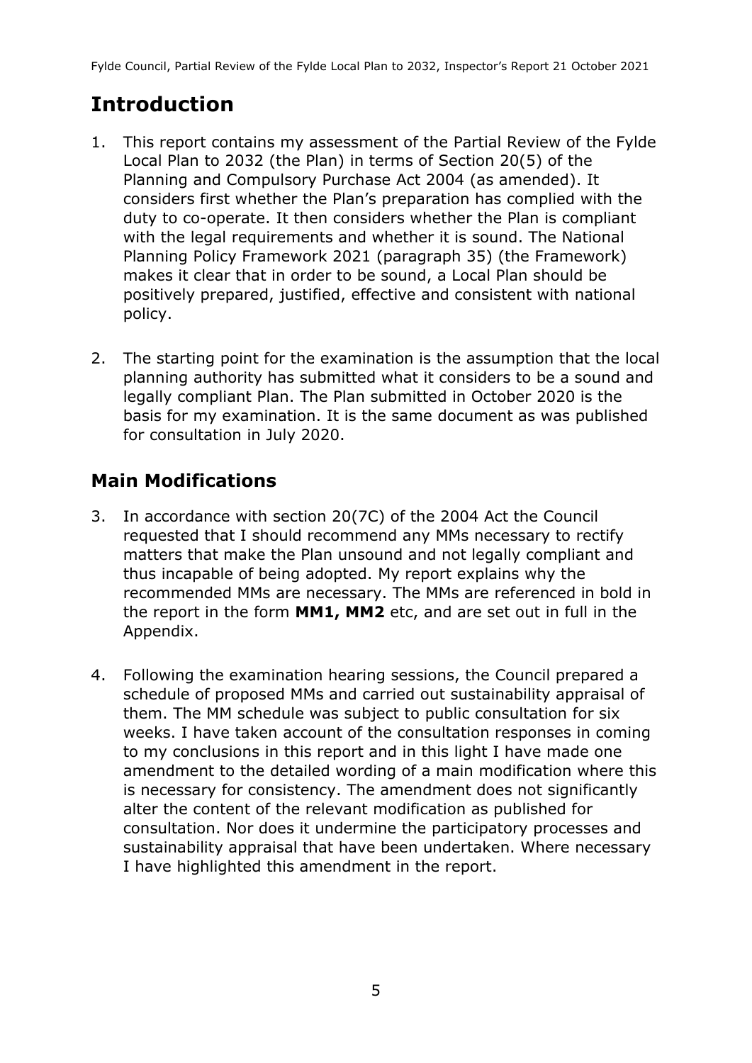# Introduction

1. This report contains my assessment of the Partial Review of the Fylde Local Plan to 2032 (the Plan) in terms of Section 20(5) of the Planning and Compulsory Purchase Act 2004 (as amended). It considers first whether the Plan's preparation has complied with the duty to co-operate. It then considers whether the Plan is compliant with the legal requirements and whether it is sound. The National Planning Policy Framework 2021 (paragraph 35) (the Framework) makes it clear that in order to be sound, a Local Plan should be positively prepared, justified, effective and consistent with national policy.

2. The starting point for the examination is the assumption that the local planning authority has submitted what it considers to be a sound and legally compliant Plan. The Plan submitted in October 2020 is the basis for my examination. It is the same document as was published for consultation in July 2020.

## Main Modifications

3. In accordance with section 20(7C) of the 2004 Act the Council requested that I should recommend any MMs necessary to rectify matters that make the Plan unsound and not legally compliant and thus incapable of being adopted. My report explains why the recommended MMs are necessary. The MMs are referenced in bold in the report in the form **MM1, MM2** etc, and are set out in full in the Appendix.

4. Following the examination hearing sessions, the Council prepared a schedule of proposed MMs and carried out sustainability appraisal of them. The MM schedule was subject to public consultation for six weeks. I have taken account of the consultation responses in coming to my conclusions in this report and in this light I have made one amendment to the detailed wording of a main modification where this is necessary for consistency. The amendment does not significantly alter the content of the relevant modification as published for consultation. Nor does it undermine the participatory processes and sustainability appraisal that have been undertaken. Where necessary I have highlighted this amendment in the report.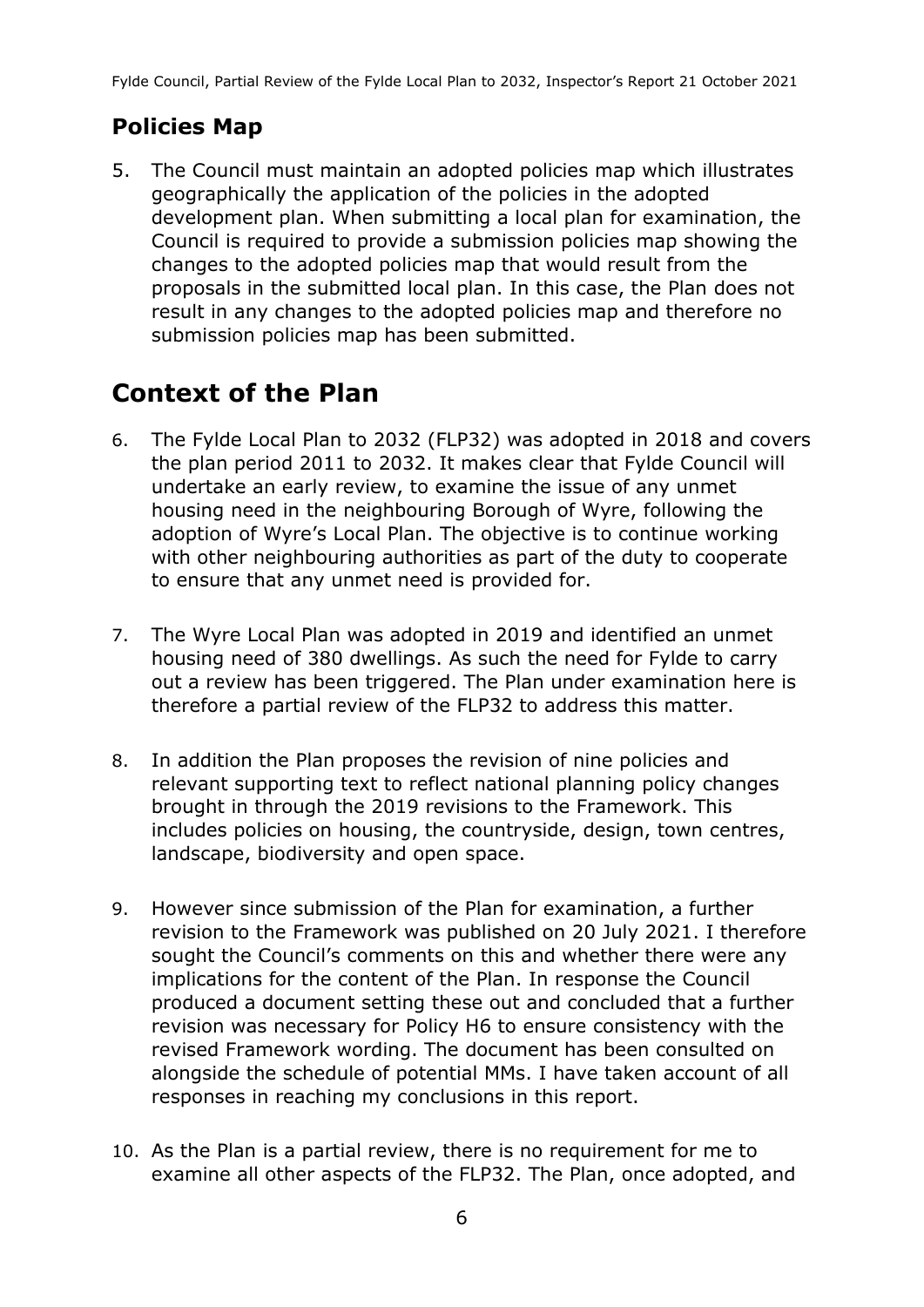## Policies Map

5. The Council must maintain an adopted policies map which illustrates geographically the application of the policies in the adopted development plan. When submitting a local plan for examination, the Council is required to provide a submission policies map showing the changes to the adopted policies map that would result from the proposals in the submitted local plan. In this case, the Plan does not result in any changes to the adopted policies map and therefore no submission policies map has been submitted.

# Context of the Plan

6. The Fylde Local Plan to 2032 (FLP32) was adopted in 2018 and covers the plan period 2011 to 2032. It makes clear that Fylde Council will undertake an early review, to examine the issue of any unmet housing need in the neighbouring Borough of Wyre, following the adoption of Wyre's Local Plan. The objective is to continue working with other neighbouring authorities as part of the duty to cooperate to ensure that any unmet need is provided for.

7. The Wyre Local Plan was adopted in 2019 and identified an unmet housing need of 380 dwellings. As such the need for Fylde to carry out a review has been triggered. The Plan under examination here is therefore a partial review of the FLP32 to address this matter.

8. In addition the Plan proposes the revision of nine policies and relevant supporting text to reflect national planning policy changes brought in through the 2019 revisions to the Framework. This includes policies on housing, the countryside, design, town centres, landscape, biodiversity and open space.

9. However since submission of the Plan for examination, a further revision to the Framework was published on 20 July 2021. I therefore sought the Council's comments on this and whether there were any implications for the content of the Plan. In response the Council produced a document setting these out and concluded that a further revision was necessary for Policy H6 to ensure consistency with the revised Framework wording. The document has been consulted on alongside the schedule of potential MMs. I have taken account of all responses in reaching my conclusions in this report.

10. As the Plan is a partial review, there is no requirement for me to examine all other aspects of the FLP32. The Plan, once adopted, and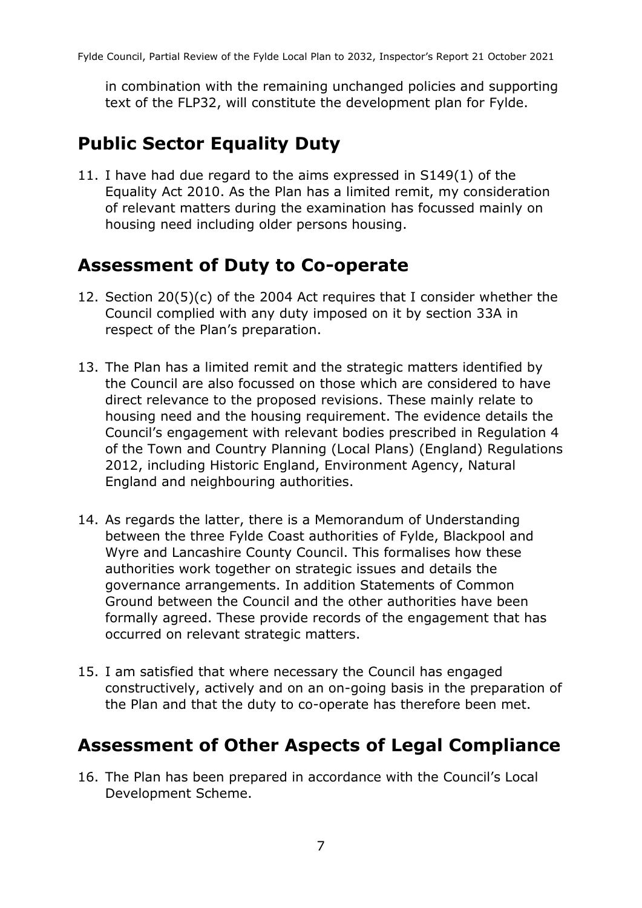in combination with the remaining unchanged policies and supporting text of the FLP32, will constitute the development plan for Fylde.

## Public Sector Equality Duty

11. I have had due regard to the aims expressed in S149(1) of the Equality Act 2010. As the Plan has a limited remit, my consideration of relevant matters during the examination has focussed mainly on housing need including older persons housing.

## Assessment of Duty to Co-operate

12. Section 20(5)(c) of the 2004 Act requires that I consider whether the Council complied with any duty imposed on it by section 33A in respect of the Plan's preparation.

13. The Plan has a limited remit and the strategic matters identified by the Council are also focussed on those which are considered to have direct relevance to the proposed revisions. These mainly relate to housing need and the housing requirement. The evidence details the Council's engagement with relevant bodies prescribed in Regulation 4 of the Town and Country Planning (Local Plans) (England) Regulations 2012, including Historic England, Environment Agency, Natural England and neighbouring authorities.

14. As regards the latter, there is a Memorandum of Understanding between the three Fylde Coast authorities of Fylde, Blackpool and Wyre and Lancashire County Council. This formalises how these authorities work together on strategic issues and details the governance arrangements. In addition Statements of Common Ground between the Council and the other authorities have been formally agreed. These provide records of the engagement that has occurred on relevant strategic matters.

15. I am satisfied that where necessary the Council has engaged constructively, actively and on an on-going basis in the preparation of the Plan and that the duty to co-operate has therefore been met.

## Assessment of Other Aspects of Legal Compliance

16. The Plan has been prepared in accordance with the Council's Local Development Scheme.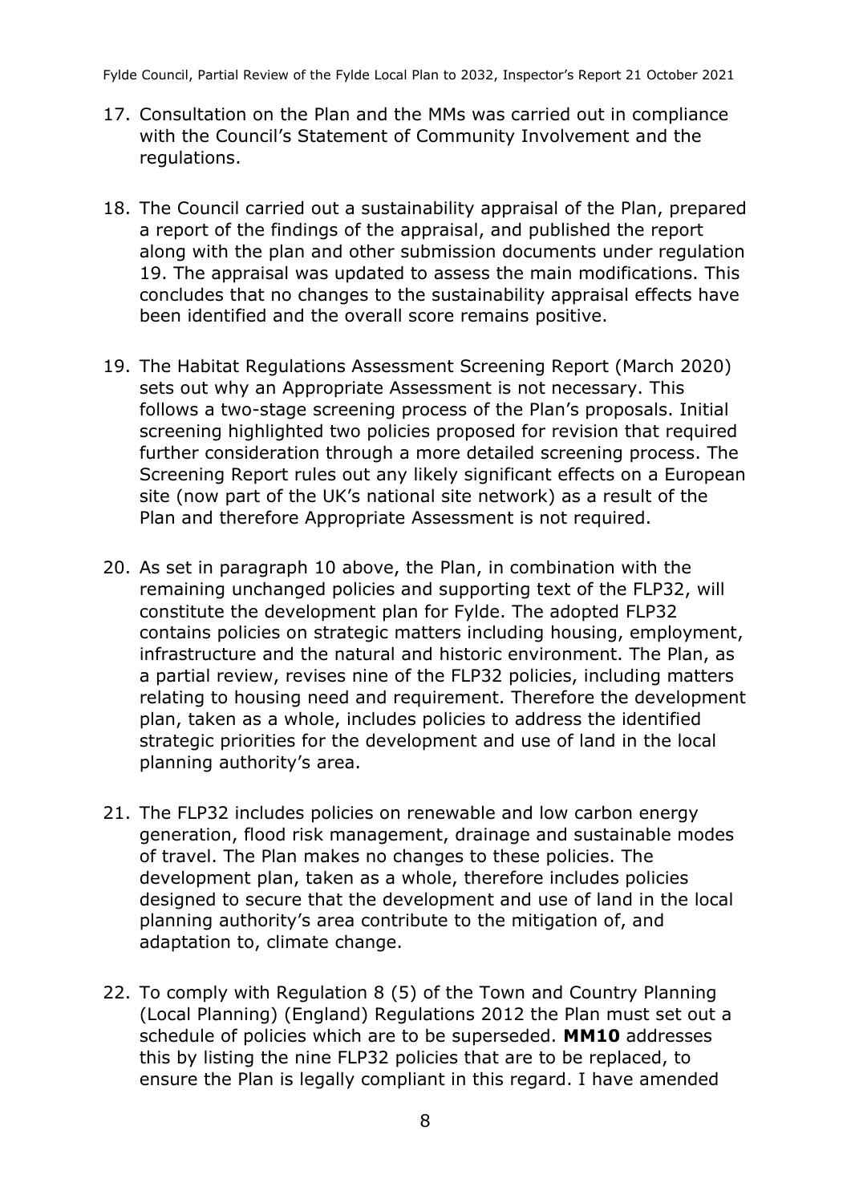17. Consultation on the Plan and the MMs was carried out in compliance with the Council's Statement of Community Involvement and the regulations.

18. The Council carried out a sustainability appraisal of the Plan, prepared a report of the findings of the appraisal, and published the report along with the plan and other submission documents under regulation 19. The appraisal was updated to assess the main modifications. This concludes that no changes to the sustainability appraisal effects have been identified and the overall score remains positive.

19. The Habitat Regulations Assessment Screening Report (March 2020) sets out why an Appropriate Assessment is not necessary. This follows a two-stage screening process of the Plan's proposals. Initial screening highlighted two policies proposed for revision that required further consideration through a more detailed screening process. The Screening Report rules out any likely significant effects on a European site (now part of the UK's national site network) as a result of the Plan and therefore Appropriate Assessment is not required.

20. As set in paragraph 10 above, the Plan, in combination with the remaining unchanged policies and supporting text of the FLP32, will constitute the development plan for Fylde. The adopted FLP32 contains policies on strategic matters including housing, employment, infrastructure and the natural and historic environment. The Plan, as a partial review, revises nine of the FLP32 policies, including matters relating to housing need and requirement. Therefore the development plan, taken as a whole, includes policies to address the identified strategic priorities for the development and use of land in the local planning authority's area.

21. The FLP32 includes policies on renewable and low carbon energy generation, flood risk management, drainage and sustainable modes of travel. The Plan makes no changes to these policies. The development plan, taken as a whole, therefore includes policies designed to secure that the development and use of land in the local planning authority's area contribute to the mitigation of, and adaptation to, climate change.

22. To comply with Regulation 8 (5) of the Town and Country Planning (Local Planning) (England) Regulations 2012 the Plan must set out a schedule of policies which are to be superseded. **MM10** addresses this by listing the nine FLP32 policies that are to be replaced, to ensure the Plan is legally compliant in this regard. I have amended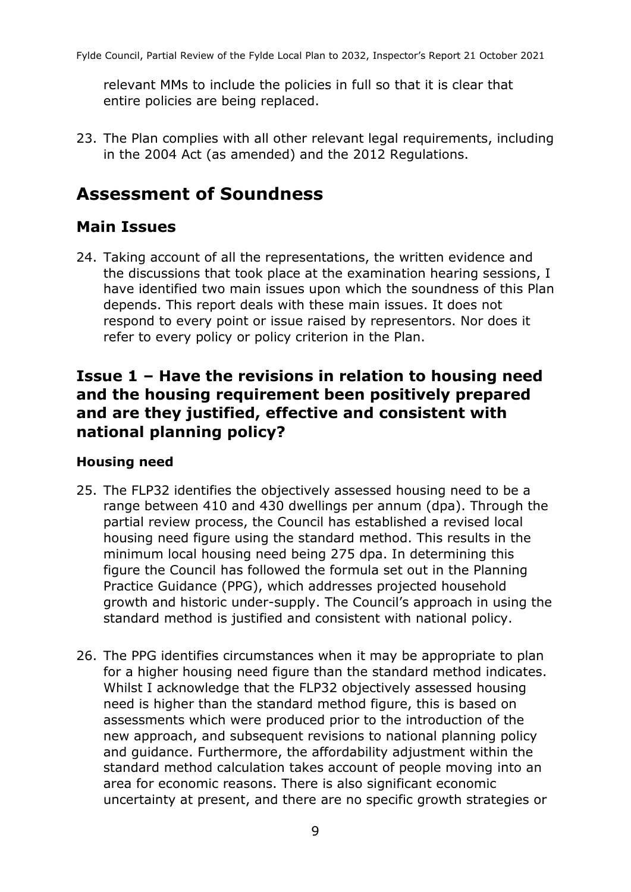relevant MMs to include the policies in full so that it is clear that entire policies are being replaced.

23. The Plan complies with all other relevant legal requirements, including in the 2004 Act (as amended) and the 2012 Regulations.

# Assessment of Soundness

## Main Issues

24. Taking account of all the representations, the written evidence and the discussions that took place at the examination hearing sessions, I have identified two main issues upon which the soundness of this Plan depends. This report deals with these main issues. It does not respond to every point or issue raised by representors. Nor does it refer to every policy or policy criterion in the Plan.

## Issue 1 – Have the revisions in relation to housing need and the housing requirement been positively prepared and are they justified, effective and consistent with national planning policy?

### Housing need

25. The FLP32 identifies the objectively assessed housing need to be a range between 410 and 430 dwellings per annum (dpa). Through the partial review process, the Council has established a revised local housing need figure using the standard method. This results in the minimum local housing need being 275 dpa. In determining this figure the Council has followed the formula set out in the Planning Practice Guidance (PPG), which addresses projected household growth and historic under-supply. The Council's approach in using the standard method is justified and consistent with national policy.

26. The PPG identifies circumstances when it may be appropriate to plan for a higher housing need figure than the standard method indicates. Whilst I acknowledge that the FLP32 objectively assessed housing need is higher than the standard method figure, this is based on assessments which were produced prior to the introduction of the new approach, and subsequent revisions to national planning policy and guidance. Furthermore, the affordability adjustment within the standard method calculation takes account of people moving into an area for economic reasons. There is also significant economic uncertainty at present, and there are no specific growth strategies or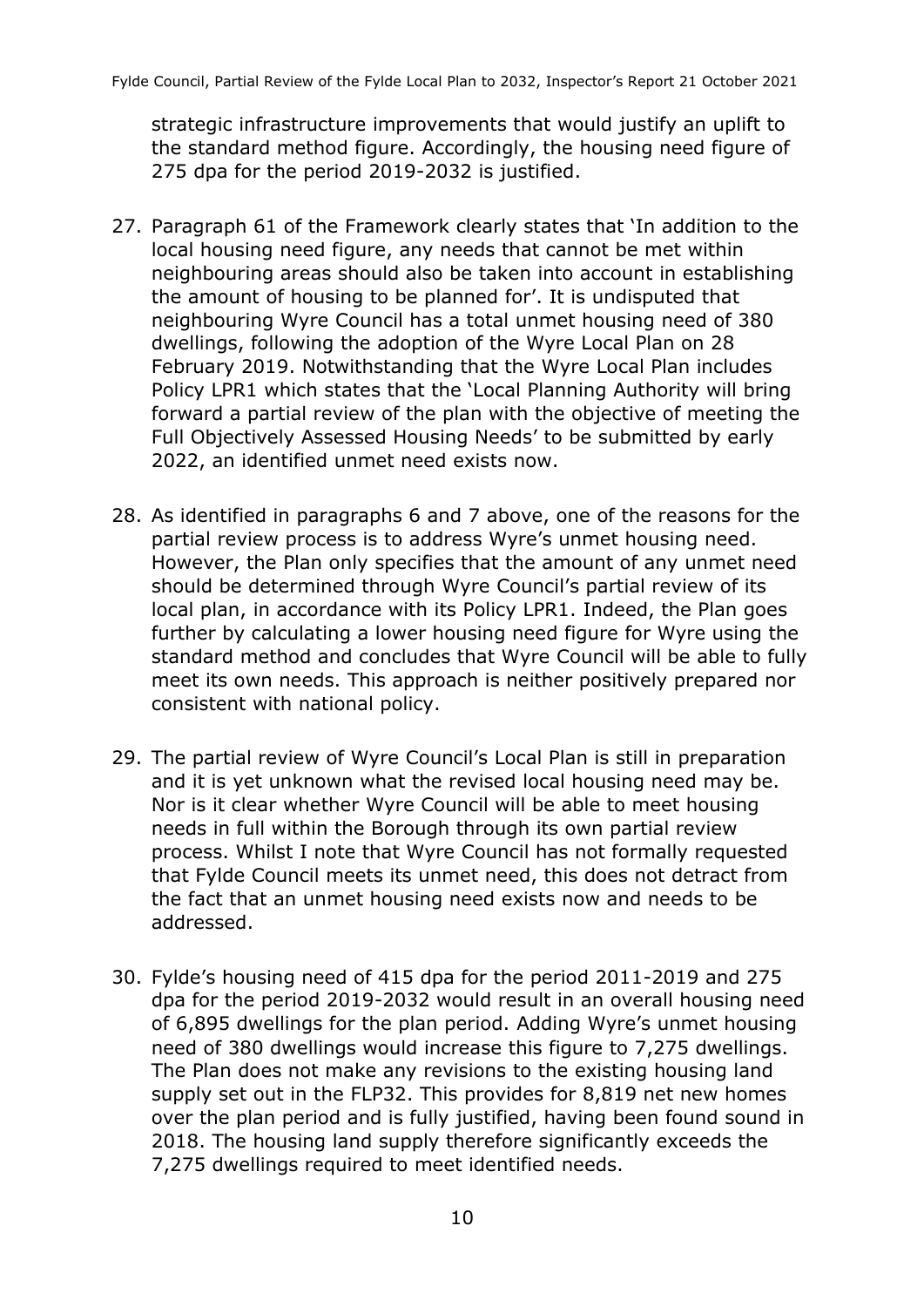strategic infrastructure improvements that would justify an uplift to the standard method figure. Accordingly, the housing need figure of 275 dpa for the period 2019-2032 is justified.

27. Paragraph 61 of the Framework clearly states that 'In addition to the local housing need figure, any needs that cannot be met within neighbouring areas should also be taken into account in establishing the amount of housing to be planned for'. It is undisputed that neighbouring Wyre Council has a total unmet housing need of 380 dwellings, following the adoption of the Wyre Local Plan on 28 February 2019. Notwithstanding that the Wyre Local Plan includes Policy LPR1 which states that the 'Local Planning Authority will bring forward a partial review of the plan with the objective of meeting the Full Objectively Assessed Housing Needs' to be submitted by early 2022, an identified unmet need exists now.

28. As identified in paragraphs 6 and 7 above, one of the reasons for the partial review process is to address Wyre's unmet housing need. However, the Plan only specifies that the amount of any unmet need should be determined through Wyre Council's partial review of its local plan, in accordance with its Policy LPR1. Indeed, the Plan goes further by calculating a lower housing need figure for Wyre using the standard method and concludes that Wyre Council will be able to fully meet its own needs. This approach is neither positively prepared nor consistent with national policy.

29. The partial review of Wyre Council's Local Plan is still in preparation and it is yet unknown what the revised local housing need may be. Nor is it clear whether Wyre Council will be able to meet housing needs in full within the Borough through its own partial review process. Whilst I note that Wyre Council has not formally requested that Fylde Council meets its unmet need, this does not detract from the fact that an unmet housing need exists now and needs to be addressed.

30. Fylde's housing need of 415 dpa for the period 2011-2019 and 275 dpa for the period 2019-2032 would result in an overall housing need of 6,895 dwellings for the plan period. Adding Wyre's unmet housing need of 380 dwellings would increase this figure to 7,275 dwellings. The Plan does not make any revisions to the existing housing land supply set out in the FLP32. This provides for 8,819 net new homes over the plan period and is fully justified, having been found sound in 2018. The housing land supply therefore significantly exceeds the 7,275 dwellings required to meet identified needs.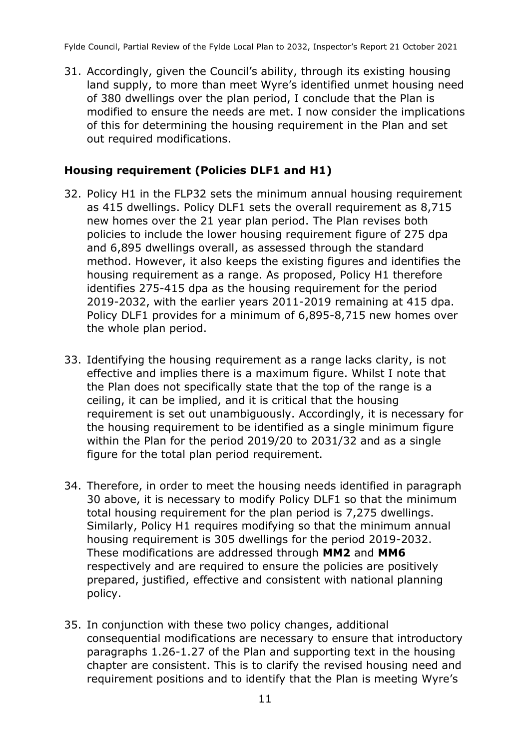31. Accordingly, given the Council's ability, through its existing housing land supply, to more than meet Wyre's identified unmet housing need of 380 dwellings over the plan period, I conclude that the Plan is modified to ensure the needs are met. I now consider the implications of this for determining the housing requirement in the Plan and set out required modifications.

### Housing requirement (Policies DLF1 and H1)

32. Policy H1 in the FLP32 sets the minimum annual housing requirement as 415 dwellings. Policy DLF1 sets the overall requirement as 8,715 new homes over the 21 year plan period. The Plan revises both policies to include the lower housing requirement figure of 275 dpa and 6,895 dwellings overall, as assessed through the standard method. However, it also keeps the existing figures and identifies the housing requirement as a range. As proposed, Policy H1 therefore identifies 275-415 dpa as the housing requirement for the period 2019-2032, with the earlier years 2011-2019 remaining at 415 dpa. Policy DLF1 provides for a minimum of 6,895-8,715 new homes over the whole plan period.

33. Identifying the housing requirement as a range lacks clarity, is not effective and implies there is a maximum figure. Whilst I note that the Plan does not specifically state that the top of the range is a ceiling, it can be implied, and it is critical that the housing requirement is set out unambiguously. Accordingly, it is necessary for the housing requirement to be identified as a single minimum figure within the Plan for the period 2019/20 to 2031/32 and as a single figure for the total plan period requirement.

34. Therefore, in order to meet the housing needs identified in paragraph 30 above, it is necessary to modify Policy DLF1 so that the minimum total housing requirement for the plan period is 7,275 dwellings. Similarly, Policy H1 requires modifying so that the minimum annual housing requirement is 305 dwellings for the period 2019-2032. These modifications are addressed through **MM2** and **MM6** respectively and are required to ensure the policies are positively prepared, justified, effective and consistent with national planning policy.

35. In conjunction with these two policy changes, additional consequential modifications are necessary to ensure that introductory paragraphs 1.26-1.27 of the Plan and supporting text in the housing chapter are consistent. This is to clarify the revised housing need and requirement positions and to identify that the Plan is meeting Wyre's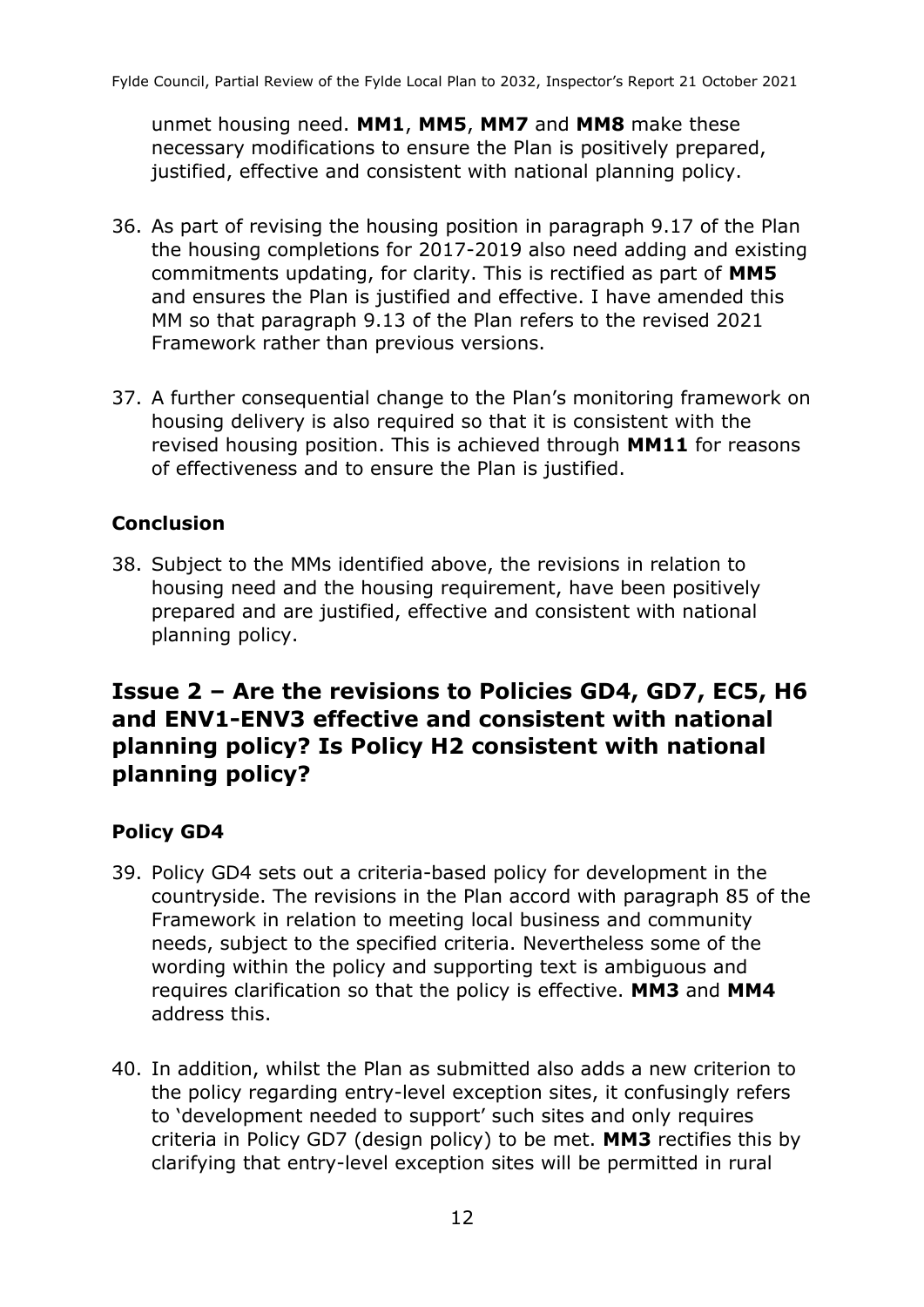unmet housing need. **MM1**, **MM5**, **MM7** and **MM8** make these necessary modifications to ensure the Plan is positively prepared, justified, effective and consistent with national planning policy.

36. As part of revising the housing position in paragraph 9.17 of the Plan the housing completions for 2017-2019 also need adding and existing commitments updating, for clarity. This is rectified as part of **MM5** and ensures the Plan is justified and effective. I have amended this MM so that paragraph 9.13 of the Plan refers to the revised 2021 Framework rather than previous versions.

37. A further consequential change to the Plan's monitoring framework on housing delivery is also required so that it is consistent with the revised housing position. This is achieved through **MM11** for reasons of effectiveness and to ensure the Plan is justified.

### Conclusion

38. Subject to the MMs identified above, the revisions in relation to housing need and the housing requirement, have been positively prepared and are justified, effective and consistent with national planning policy.

## Issue 2 – Are the revisions to Policies GD4, GD7, EC5, H6 and ENV1-ENV3 effective and consistent with national planning policy? Is Policy H2 consistent with national planning policy?

### Policy GD4

39. Policy GD4 sets out a criteria-based policy for development in the countryside. The revisions in the Plan accord with paragraph 85 of the Framework in relation to meeting local business and community needs, subject to the specified criteria. Nevertheless some of the wording within the policy and supporting text is ambiguous and requires clarification so that the policy is effective. **MM3** and **MM4** address this.

40. In addition, whilst the Plan as submitted also adds a new criterion to the policy regarding entry-level exception sites, it confusingly refers to 'development needed to support' such sites and only requires criteria in Policy GD7 (design policy) to be met. **MM3** rectifies this by clarifying that entry-level exception sites will be permitted in rural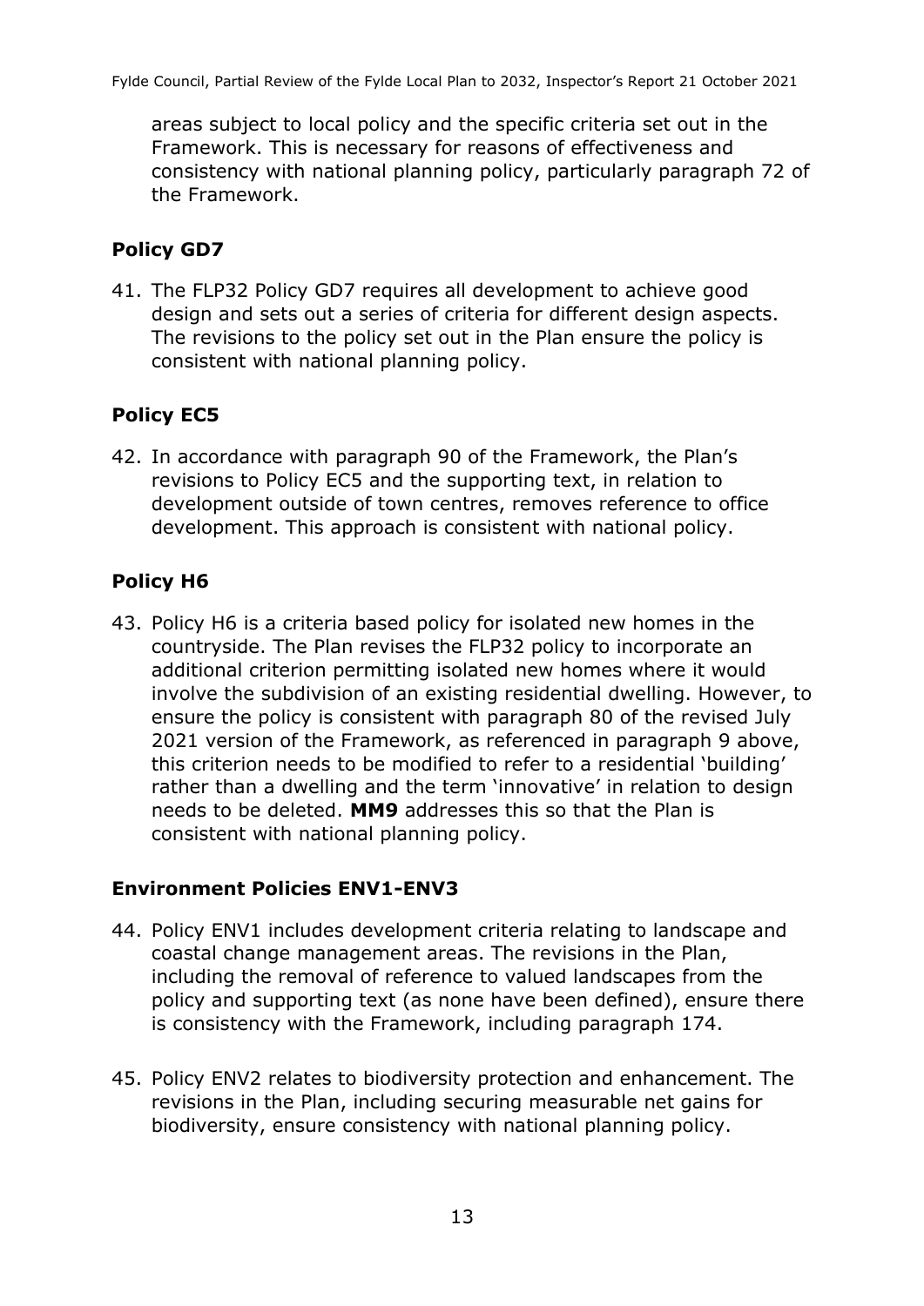areas subject to local policy and the specific criteria set out in the Framework. This is necessary for reasons of effectiveness and consistency with national planning policy, particularly paragraph 72 of the Framework.

### Policy GD7

41. The FLP32 Policy GD7 requires all development to achieve good design and sets out a series of criteria for different design aspects. The revisions to the policy set out in the Plan ensure the policy is consistent with national planning policy.

### Policy EC5

42. In accordance with paragraph 90 of the Framework, the Plan's revisions to Policy EC5 and the supporting text, in relation to development outside of town centres, removes reference to office development. This approach is consistent with national policy.

### Policy H6

43. Policy H6 is a criteria based policy for isolated new homes in the countryside. The Plan revises the FLP32 policy to incorporate an additional criterion permitting isolated new homes where it would involve the subdivision of an existing residential dwelling. However, to ensure the policy is consistent with paragraph 80 of the revised July 2021 version of the Framework, as referenced in paragraph 9 above, this criterion needs to be modified to refer to a residential 'building' rather than a dwelling and the term 'innovative' in relation to design needs to be deleted. **MM9** addresses this so that the Plan is consistent with national planning policy.

### Environment Policies ENV1-ENV3

44. Policy ENV1 includes development criteria relating to landscape and coastal change management areas. The revisions in the Plan, including the removal of reference to valued landscapes from the policy and supporting text (as none have been defined), ensure there is consistency with the Framework, including paragraph 174.

45. Policy ENV2 relates to biodiversity protection and enhancement. The revisions in the Plan, including securing measurable net gains for biodiversity, ensure consistency with national planning policy.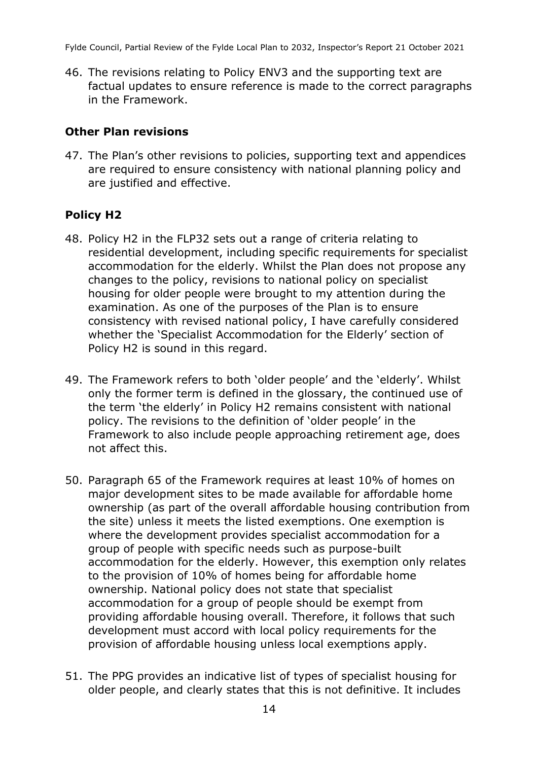46. The revisions relating to Policy ENV3 and the supporting text are factual updates to ensure reference is made to the correct paragraphs in the Framework.

**Other Plan revisions**

47. The Plan's other revisions to policies, supporting text and appendices are required to ensure consistency with national planning policy and are justified and effective.

**Policy H2**

48. Policy H2 in the FLP32 sets out a range of criteria relating to residential development, including specific requirements for specialist accommodation for the elderly. Whilst the Plan does not propose any changes to the policy, revisions to national policy on specialist housing for older people were brought to my attention during the examination. As one of the purposes of the Plan is to ensure consistency with revised national policy, I have carefully considered whether the 'Specialist Accommodation for the Elderly' section of Policy H2 is sound in this regard.

49. The Framework refers to both 'older people' and the 'elderly'. Whilst only the former term is defined in the glossary, the continued use of the term 'the elderly' in Policy H2 remains consistent with national policy. The revisions to the definition of 'older people' in the Framework to also include people approaching retirement age, does not affect this.

50. Paragraph 65 of the Framework requires at least 10% of homes on major development sites to be made available for affordable home ownership (as part of the overall affordable housing contribution from the site) unless it meets the listed exemptions. One exemption is where the development provides specialist accommodation for a group of people with specific needs such as purpose-built accommodation for the elderly. However, this exemption only relates to the provision of 10% of homes being for affordable home ownership. National policy does not state that specialist accommodation for a group of people should be exempt from providing affordable housing overall. Therefore, it follows that such development must accord with local policy requirements for the provision of affordable housing unless local exemptions apply.

51. The PPG provides an indicative list of types of specialist housing for older people, and clearly states that this is not definitive. It includes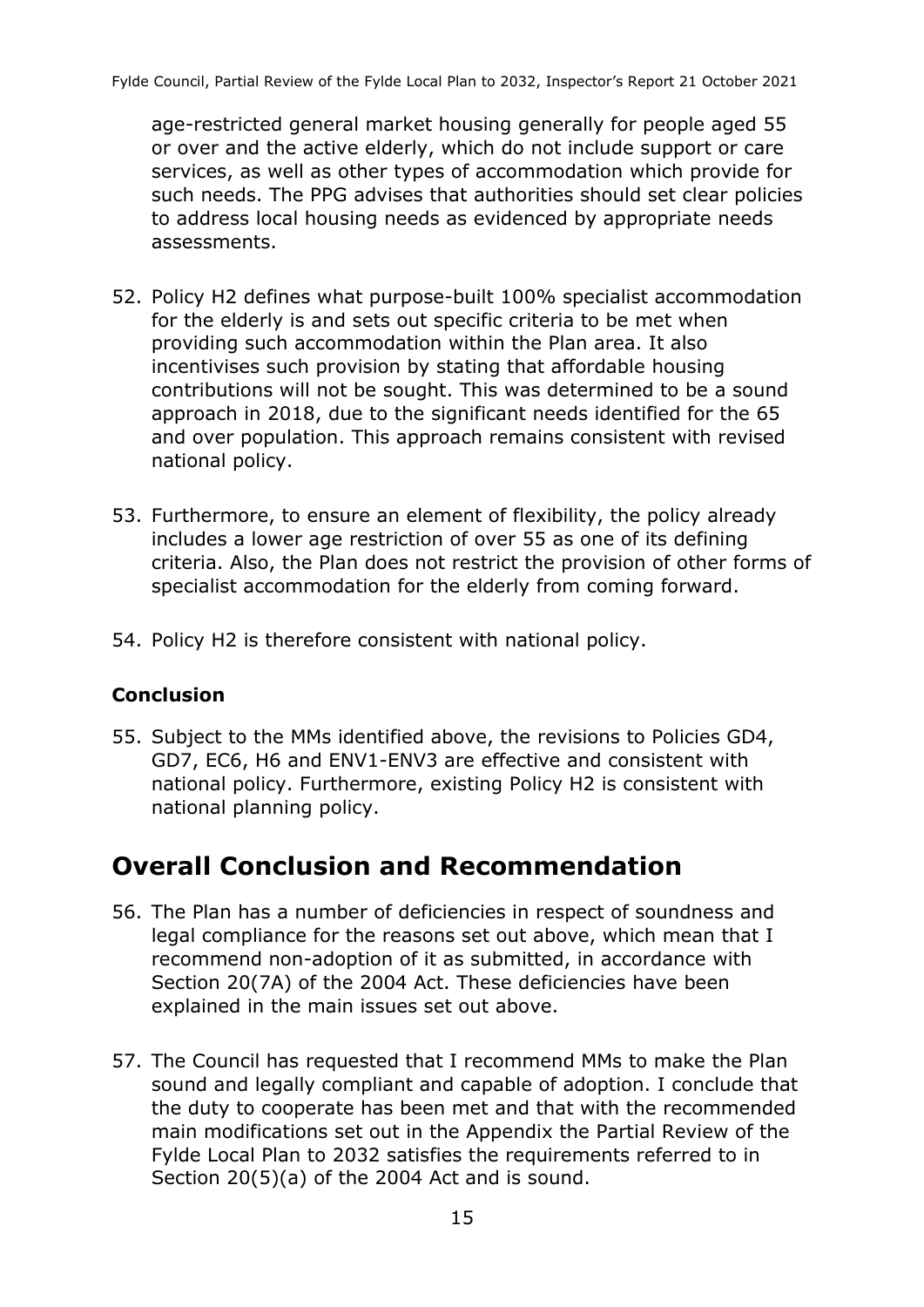age-restricted general market housing generally for people aged 55 or over and the active elderly, which do not include support or care services, as well as other types of accommodation which provide for such needs. The PPG advises that authorities should set clear policies to address local housing needs as evidenced by appropriate needs assessments.

52. Policy H2 defines what purpose-built 100% specialist accommodation for the elderly is and sets out specific criteria to be met when providing such accommodation within the Plan area. It also incentivises such provision by stating that affordable housing contributions will not be sought. This was determined to be a sound approach in 2018, due to the significant needs identified for the 65 and over population. This approach remains consistent with revised national policy.

53. Furthermore, to ensure an element of flexibility, the policy already includes a lower age restriction of over 55 as one of its defining criteria. Also, the Plan does not restrict the provision of other forms of specialist accommodation for the elderly from coming forward.

54. Policy H2 is therefore consistent with national policy.

### Conclusion

55. Subject to the MMs identified above, the revisions to Policies GD4, GD7, EC6, H6 and ENV1-ENV3 are effective and consistent with national policy. Furthermore, existing Policy H2 is consistent with national planning policy.

## Overall Conclusion and Recommendation

56. The Plan has a number of deficiencies in respect of soundness and legal compliance for the reasons set out above, which mean that I recommend non-adoption of it as submitted, in accordance with Section 20(7A) of the 2004 Act. These deficiencies have been explained in the main issues set out above.

57. The Council has requested that I recommend MMs to make the Plan sound and legally compliant and capable of adoption. I conclude that the duty to cooperate has been met and that with the recommended main modifications set out in the Appendix the Partial Review of the Fylde Local Plan to 2032 satisfies the requirements referred to in Section 20(5)(a) of the 2004 Act and is sound.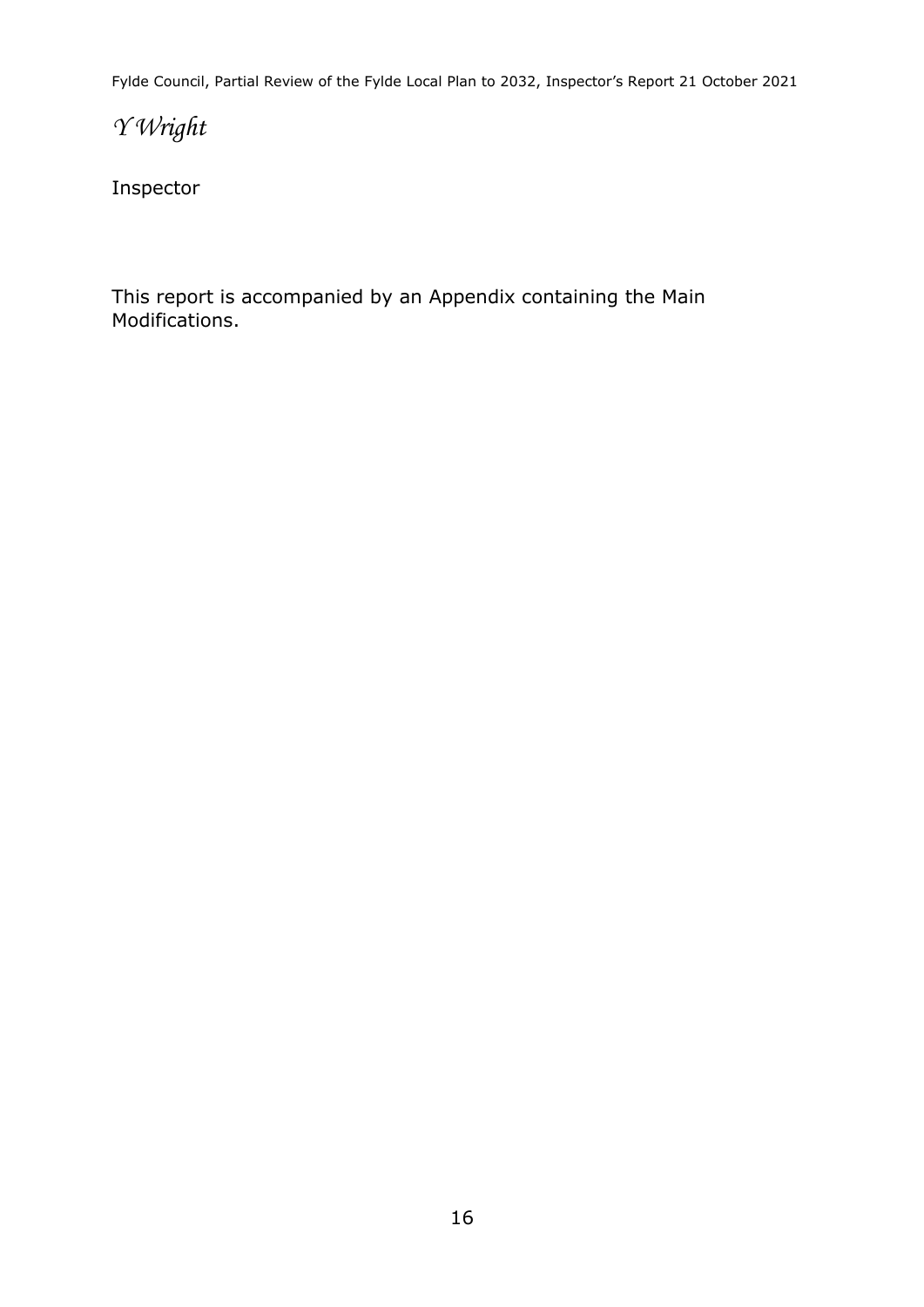*Y Wright*

Inspector

This report is accompanied by an Appendix containing the Main Modifications.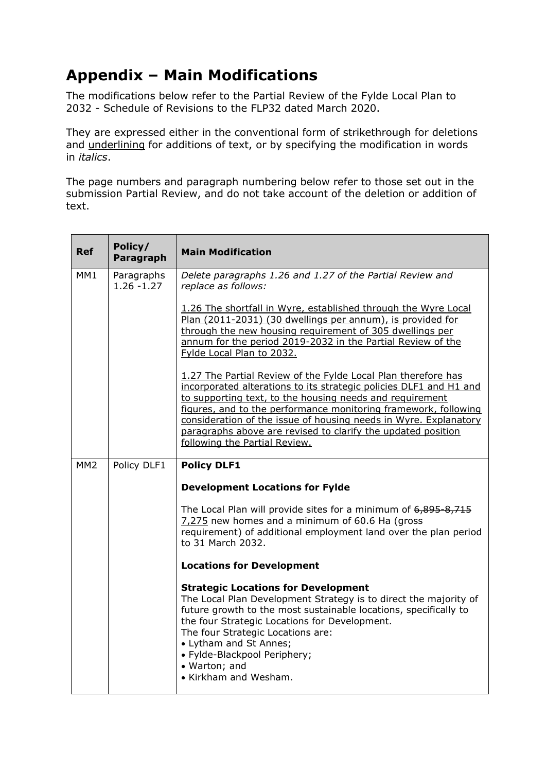# Appendix – Main Modifications

The modifications below refer to the Partial Review of the Fylde Local Plan to 2032 - Schedule of Revisions to the FLP32 dated March 2020.

They are expressed either in the conventional form of ~~strikethrough~~ for deletions and <u>underlining</u> for additions of text, or by specifying the modification in words in *italics*.

The page numbers and paragraph numbering below refer to those set out in the submission Partial Review, and do not take account of the deletion or addition of text.

| Ref | Policy/ Paragraph | Main Modification |
|---|---|---|
| MM1 | Paragraphs 1.26 -1.27 | *Delete paragraphs 1.26 and 1.27 of the Partial Review and replace as follows:*<br><br><u>1.26 The shortfall in Wyre, established through the Wyre Local Plan (2011-2031) (30 dwellings per annum), is provided for through the new housing requirement of 305 dwellings per annum for the period 2019-2032 in the Partial Review of the Fylde Local Plan to 2032.</u><br><br><u>1.27 The Partial Review of the Fylde Local Plan therefore has incorporated alterations to its strategic policies DLF1 and H1 and to supporting text, to the housing needs and requirement figures, and to the performance monitoring framework, following consideration of the issue of housing needs in Wyre. Explanatory paragraphs above are revised to clarify the updated position following the Partial Review.</u> |
| MM2 | Policy DLF1 | **Policy DLF1**<br><br>**Development Locations for Fylde**<br><br>The Local Plan will provide sites for a minimum of ~~6,895-8,715~~ <u>7,275</u> new homes and a minimum of 60.6 Ha (gross requirement) of additional employment land over the plan period to 31 March 2032.<br><br>**Locations for Development**<br><br>**Strategic Locations for Development**<br>The Local Plan Development Strategy is to direct the majority of future growth to the most sustainable locations, specifically to the four Strategic Locations for Development.<br>The four Strategic Locations are:<br>• Lytham and St Annes;<br>• Fylde-Blackpool Periphery;<br>• Warton; and<br>• Kirkham and Wesham. |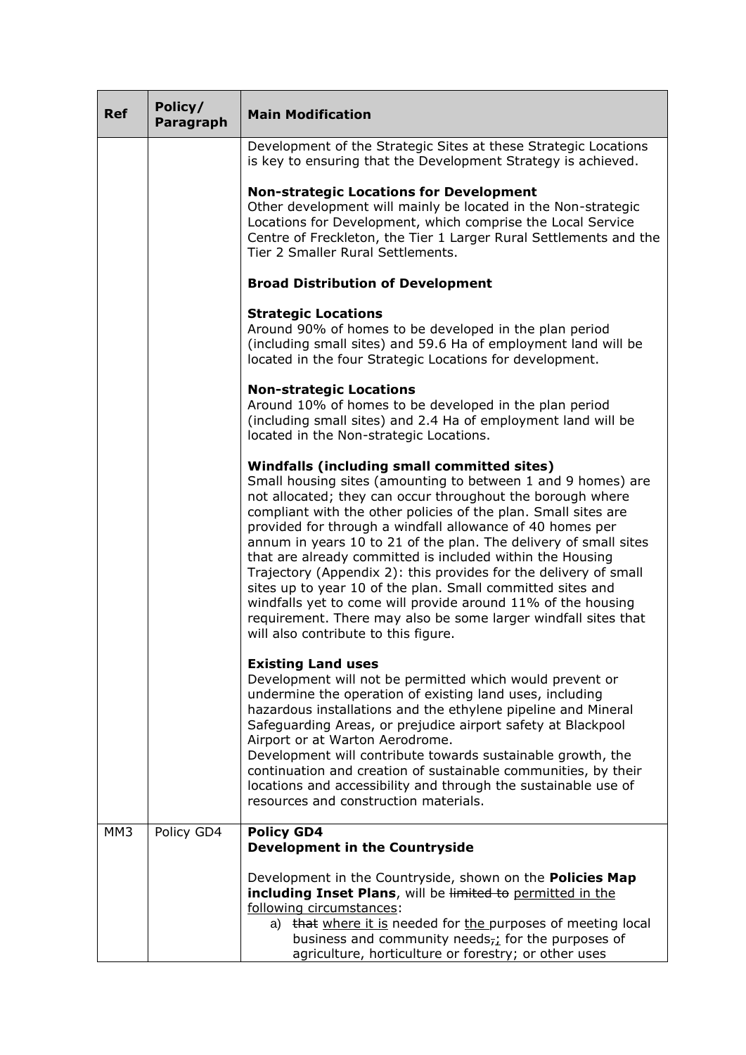| Ref | Policy/ Paragraph | Main Modification |
|---|---|---|
| | | Development of the Strategic Sites at these Strategic Locations is key to ensuring that the Development Strategy is achieved.<br><br>**Non-strategic Locations for Development**<br>Other development will mainly be located in the Non-strategic Locations for Development, which comprise the Local Service Centre of Freckleton, the Tier 1 Larger Rural Settlements and the Tier 2 Smaller Rural Settlements.<br><br>**Broad Distribution of Development**<br><br>**Strategic Locations**<br>Around 90% of homes to be developed in the plan period (including small sites) and 59.6 Ha of employment land will be located in the four Strategic Locations for development.<br><br>**Non-strategic Locations**<br>Around 10% of homes to be developed in the plan period (including small sites) and 2.4 Ha of employment land will be located in the Non-strategic Locations.<br><br>**Windfalls (including small committed sites)**<br>Small housing sites (amounting to between 1 and 9 homes) are not allocated; they can occur throughout the borough where compliant with the other policies of the plan. Small sites are provided for through a windfall allowance of 40 homes per annum in years 10 to 21 of the plan. The delivery of small sites that are already committed is included within the Housing Trajectory (Appendix 2): this provides for the delivery of small sites up to year 10 of the plan. Small committed sites and windfalls yet to come will provide around 11% of the housing requirement. There may also be some larger windfall sites that will also contribute to this figure.<br><br>**Existing Land uses**<br>Development will not be permitted which would prevent or undermine the operation of existing land uses, including hazardous installations and the ethylene pipeline and Mineral Safeguarding Areas, or prejudice airport safety at Blackpool Airport or at Warton Aerodrome.<br>Development will contribute towards sustainable growth, the continuation and creation of sustainable communities, by their locations and accessibility and through the sustainable use of resources and construction materials. |
| MM3 | Policy GD4 | **Policy GD4**<br>**Development in the Countryside**<br><br>Development in the Countryside, shown on the **Policies Map including Inset Plans**, will be ~~limited to~~ <u>permitted in the following circumstances</u>:<br>a) ~~that~~ <u>where it is</u> needed for <u>the</u> purposes of meeting local business and community needs~~,~~<u>;</u> for the purposes of agriculture, horticulture or forestry; or other uses |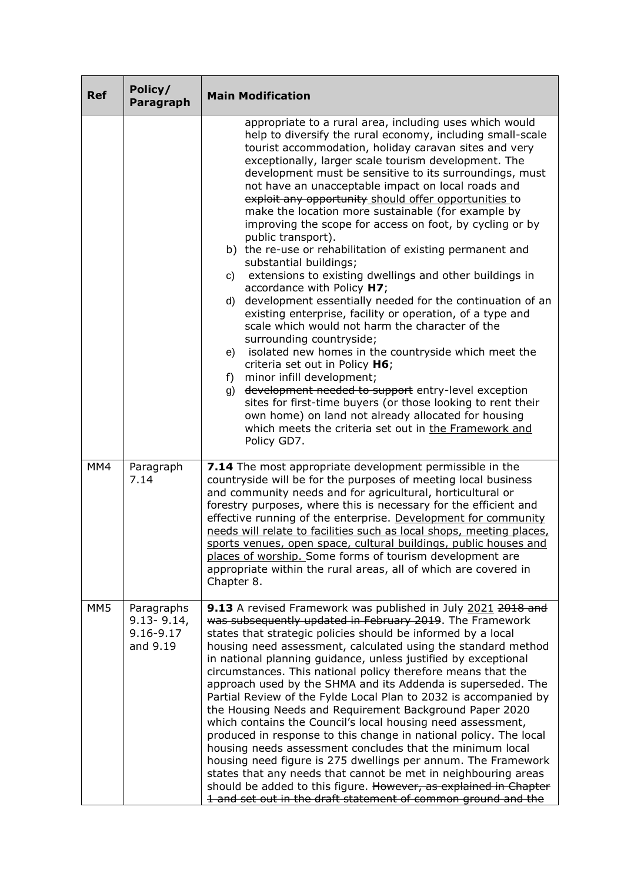| Ref | Policy/ Paragraph | Main Modification |
|---|---|---|
| | | appropriate to a rural area, including uses which would help to diversify the rural economy, including small-scale tourist accommodation, holiday caravan sites and very exceptionally, larger scale tourism development. The development must be sensitive to its surroundings, must not have an unacceptable impact on local roads and ~~exploit any opportunity~~ <u>should offer opportunities</u> to make the location more sustainable (for example by improving the scope for access on foot, by cycling or by public transport).<br>b) the re-use or rehabilitation of existing permanent and substantial buildings;<br>c) extensions to existing dwellings and other buildings in accordance with Policy **H7**;<br>d) development essentially needed for the continuation of an existing enterprise, facility or operation, of a type and scale which would not harm the character of the surrounding countryside;<br>e) isolated new homes in the countryside which meet the criteria set out in Policy **H6**;<br>f) minor infill development;<br>g) ~~development needed to support~~ entry-level exception sites for first-time buyers (or those looking to rent their own home) on land not already allocated for housing which meets the criteria set out in <u>the Framework and</u> Policy GD7. |
| MM4 | Paragraph 7.14 | **7.14** The most appropriate development permissible in the countryside will be for the purposes of meeting local business and community needs and for agricultural, horticultural or forestry purposes, where this is necessary for the efficient and effective running of the enterprise. <u>Development for community needs will relate to facilities such as local shops, meeting places, sports venues, open space, cultural buildings, public houses and places of worship.</u> Some forms of tourism development are appropriate within the rural areas, all of which are covered in Chapter 8. |
| MM5 | Paragraphs 9.13- 9.14, 9.16-9.17 and 9.19 | **9.13** A revised Framework was published in July <u>2021</u> ~~2018 and was subsequently updated in February 2019~~. The Framework states that strategic policies should be informed by a local housing need assessment, calculated using the standard method in national planning guidance, unless justified by exceptional circumstances. This national policy therefore means that the approach used by the SHMA and its Addenda is superseded. The Partial Review of the Fylde Local Plan to 2032 is accompanied by the Housing Needs and Requirement Background Paper 2020 which contains the Council's local housing need assessment, produced in response to this change in national policy. The local housing needs assessment concludes that the minimum local housing need figure is 275 dwellings per annum. The Framework states that any needs that cannot be met in neighbouring areas should be added to this figure. ~~However, as explained in Chapter 1 and set out in the draft statement of common ground and the~~ |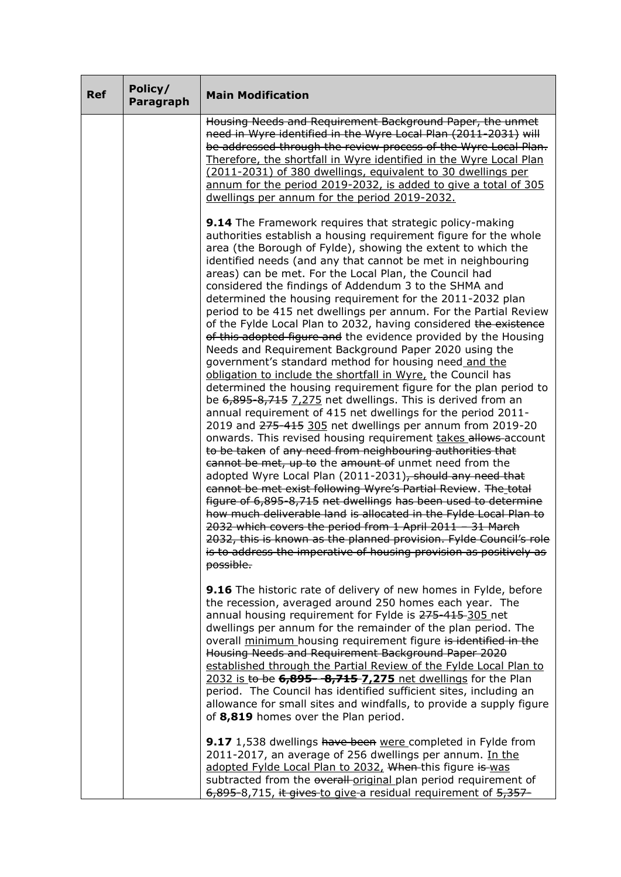| Ref | Policy/ Paragraph | Main Modification |
|---|---|---|
| | | ~~Housing Needs and Requirement Background Paper, the unmet need in Wyre identified in the Wyre Local Plan (2011-2031) will be addressed through the review process of the Wyre Local Plan.~~ <u>Therefore, the shortfall in Wyre identified in the Wyre Local Plan (2011-2031) of 380 dwellings, equivalent to 30 dwellings per annum for the period 2019-2032, is added to give a total of 305 dwellings per annum for the period 2019-2032.</u><br><br>**9.14** The Framework requires that strategic policy-making authorities establish a housing requirement figure for the whole area (the Borough of Fylde), showing the extent to which the identified needs (and any that cannot be met in neighbouring areas) can be met. For the Local Plan, the Council had considered the findings of Addendum 3 to the SHMA and determined the housing requirement for the 2011-2032 plan period to be 415 net dwellings per annum. For the Partial Review of the Fylde Local Plan to 2032, having considered ~~the existence of this adopted figure and~~ the evidence provided by the Housing Needs and Requirement Background Paper 2020 using the government's standard method for housing need<u> and the obligation to include the shortfall in Wyre,</u> the Council has determined the housing requirement figure for the plan period to be ~~6,895-8,715~~ <u>7,275</u> net dwellings. This is derived from an annual requirement of 415 net dwellings for the period 2011-2019 and ~~275-415~~ <u>305</u> net dwellings per annum from 2019-20 onwards. This revised housing requirement <u>takes</u> ~~allows~~ account ~~to be taken~~ of ~~any need from neighbouring authorities that cannot be met, up to~~ the ~~amount of~~ unmet need from the adopted Wyre Local Plan (2011-2031)~~, should any need that cannot be met exist following Wyre's Partial Review~~. ~~The total figure of 6,895-8,715 net dwellings has been used to determine how much deliverable land is allocated in the Fylde Local Plan to 2032 which covers the period from 1 April 2011 – 31 March 2032, this is known as the planned provision. Fylde Council's role is to address the imperative of housing provision as positively as possible.~~<br><br>**9.16** The historic rate of delivery of new homes in Fylde, before the recession, averaged around 250 homes each year. The annual housing requirement for Fylde is ~~275-415~~ <u>305</u> net dwellings per annum for the remainder of the plan period. The overall <u>minimum</u> housing requirement figure ~~is identified in the Housing Needs and Requirement Background Paper 2020~~ <u>established through the Partial Review of the Fylde Local Plan to 2032 is</u> ~~to be~~ **~~6,895- -8,715~~** <u>**7,275** net dwellings</u> for the Plan period. The Council has identified sufficient sites, including an allowance for small sites and windfalls, to provide a supply figure of **8,819** homes over the Plan period.<br><br>**9.17** 1,538 dwellings ~~have been~~ <u>were</u> completed in Fylde from 2011-2017, an average of 256 dwellings per annum. <u>In the adopted Fylde Local Plan to 2032,</u> ~~When~~ this figure ~~is~~ <u>was</u> subtracted from the ~~overall~~ <u>original</u> plan period requirement of ~~6,895~~ 8,715, ~~it gives~~ <u>to give</u> a residual requirement of ~~5,357-~~ |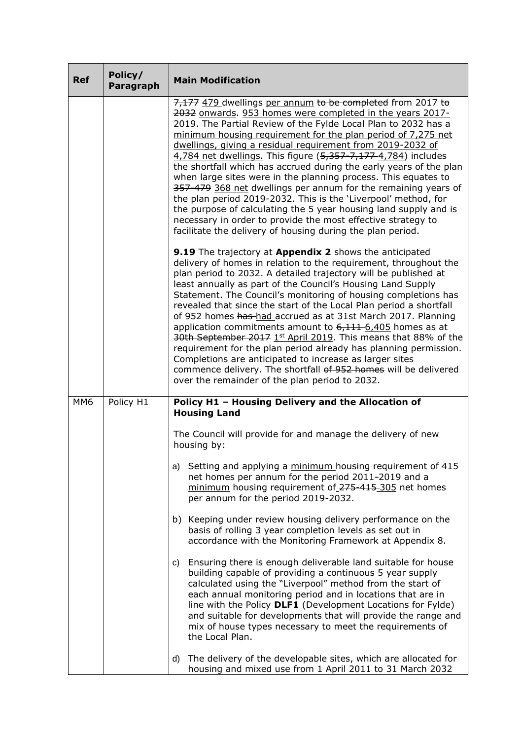| Ref | Policy/ Paragraph | Main Modification |
|---|---|---|
| | | ~~7,177~~ <u>479</u> dwellings <u>per annum</u> ~~to be completed~~ from 2017 ~~to 2032~~ <u>onwards</u>. <u>953 homes were completed in the years 2017-2019. The Partial Review of the Fylde Local Plan to 2032 has a minimum housing requirement for the plan period of 7,275 net dwellings, giving a residual requirement from 2019-2032 of 4,784 net dwellings.</u> This figure (~~5,357~~ ~~7,177~~ <u>4,784</u>) includes the shortfall which has accrued during the early years of the plan when large sites were in the planning process. This equates to ~~357~~ ~~479~~ <u>368 net</u> dwellings per annum for the remaining years of the plan period <u>2019-2032</u>. This is the 'Liverpool' method, for the purpose of calculating the 5 year housing land supply and is necessary in order to provide the most effective strategy to facilitate the delivery of housing during the plan period.<br><br>**9.19** The trajectory at **Appendix 2** shows the anticipated delivery of homes in relation to the requirement, throughout the plan period to 2032. A detailed trajectory will be published at least annually as part of the Council's Housing Land Supply Statement. The Council's monitoring of housing completions has revealed that since the start of the Local Plan period a shortfall of 952 homes ~~has~~ <u>had</u> accrued as at 31st March 2017. Planning application commitments amount to ~~6,111~~ <u>6,405</u> homes as at ~~30th September 2017~~ <u>1st April 2019</u>. This means that 88% of the requirement for the plan period already has planning permission. Completions are anticipated to increase as larger sites commence delivery. The shortfall ~~of 952 homes~~ will be delivered over the remainder of the plan period to 2032. |
| MM6 | Policy H1 | **Policy H1 – Housing Delivery and the Allocation of Housing Land**<br><br>The Council will provide for and manage the delivery of new housing by:<br><br>a) Setting and applying a <u>minimum</u> housing requirement of 415 net homes per annum for the period 2011–2019 and a <u>minimum</u> housing requirement of ~~275~~ ~~415~~ <u>305</u> net homes per annum for the period 2019-2032.<br><br>b) Keeping under review housing delivery performance on the basis of rolling 3 year completion levels as set out in accordance with the Monitoring Framework at Appendix 8.<br><br>c) Ensuring there is enough deliverable land suitable for house building capable of providing a continuous 5 year supply calculated using the "Liverpool" method from the start of each annual monitoring period and in locations that are in line with the Policy **DLF1** (Development Locations for Fylde) and suitable for developments that will provide the range and mix of house types necessary to meet the requirements of the Local Plan.<br><br>d) The delivery of the developable sites, which are allocated for housing and mixed use from 1 April 2011 to 31 March 2032 |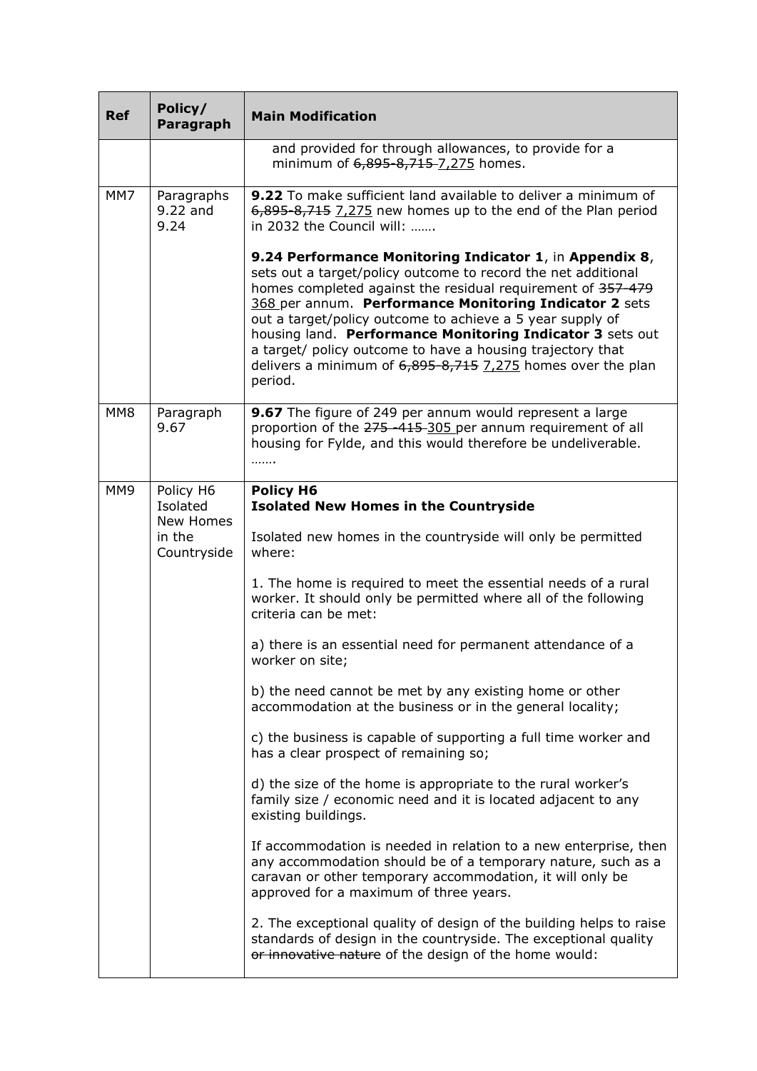| Ref | Policy/ Paragraph | Main Modification |
|---|---|---|
| | | and provided for through allowances, to provide for a minimum of ~~6,895-8,715~~ 7,275 homes. |
| MM7 | Paragraphs 9.22 and 9.24 | **9.22** To make sufficient land available to deliver a minimum of ~~6,895-8,715~~ 7,275 new homes up to the end of the Plan period in 2032 the Council will: …….<br><br>**9.24 Performance Monitoring Indicator 1**, in **Appendix 8**, sets out a target/policy outcome to record the net additional homes completed against the residual requirement of ~~357-479~~ 368 per annum. **Performance Monitoring Indicator 2** sets out a target/policy outcome to achieve a 5 year supply of housing land. **Performance Monitoring Indicator 3** sets out a target/ policy outcome to have a housing trajectory that delivers a minimum of ~~6,895-8,715~~ 7,275 homes over the plan period. |
| MM8 | Paragraph 9.67 | **9.67** The figure of 249 per annum would represent a large proportion of the ~~275 -415~~ 305 per annum requirement of all housing for Fylde, and this would therefore be undeliverable. ……. |
| MM9 | Policy H6 Isolated New Homes in the Countryside | **Policy H6**<br>**Isolated New Homes in the Countryside**<br><br>Isolated new homes in the countryside will only be permitted where:<br><br>1. The home is required to meet the essential needs of a rural worker. It should only be permitted where all of the following criteria can be met:<br><br>a) there is an essential need for permanent attendance of a worker on site;<br><br>b) the need cannot be met by any existing home or other accommodation at the business or in the general locality;<br><br>c) the business is capable of supporting a full time worker and has a clear prospect of remaining so;<br><br>d) the size of the home is appropriate to the rural worker's family size / economic need and it is located adjacent to any existing buildings.<br><br>If accommodation is needed in relation to a new enterprise, then any accommodation should be of a temporary nature, such as a caravan or other temporary accommodation, it will only be approved for a maximum of three years.<br><br>2. The exceptional quality of design of the building helps to raise standards of design in the countryside. The exceptional quality ~~or innovative nature~~ of the design of the home would: |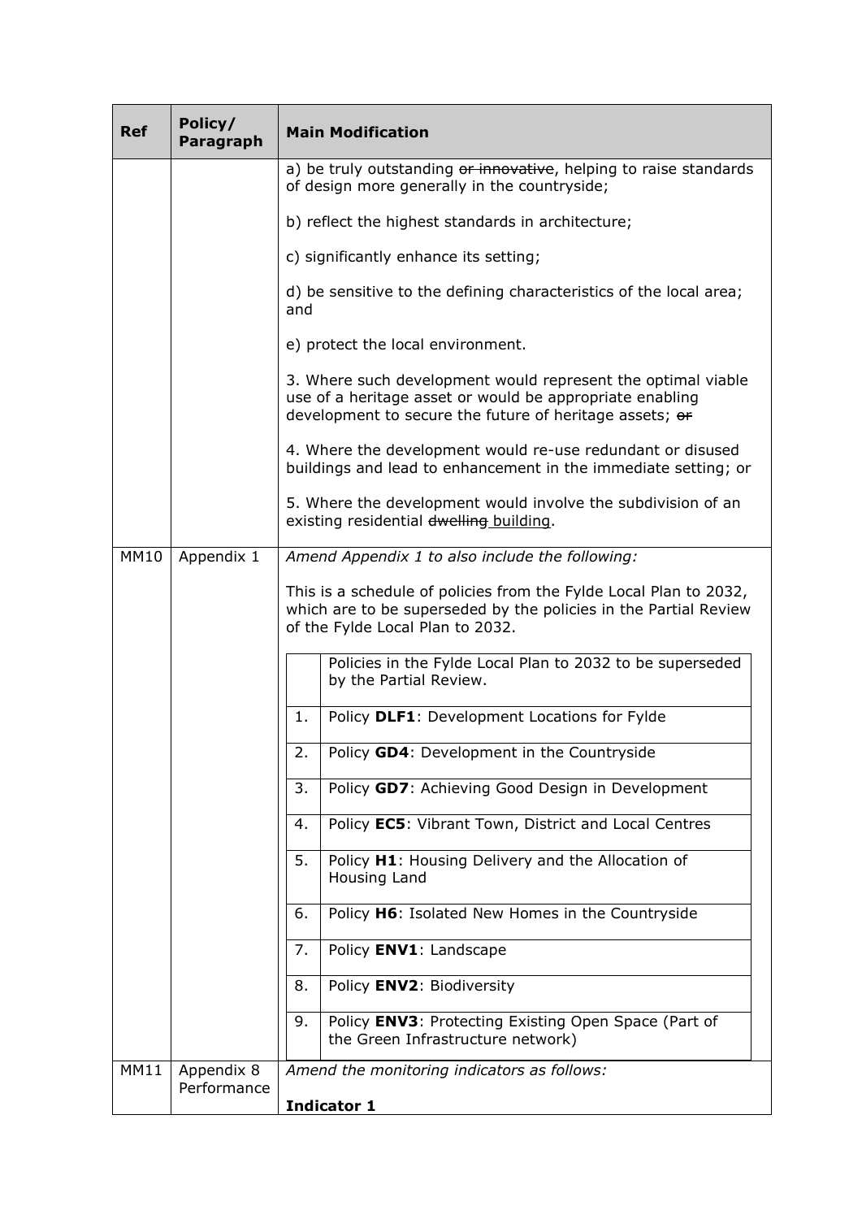| Ref | Policy/ Paragraph | Main Modification |
|---|---|---|
| | | a) be truly outstanding ~~or innovative~~, helping to raise standards of design more generally in the countryside;<br><br>b) reflect the highest standards in architecture;<br><br>c) significantly enhance its setting;<br><br>d) be sensitive to the defining characteristics of the local area; and<br><br>e) protect the local environment.<br><br>3. Where such development would represent the optimal viable use of a heritage asset or would be appropriate enabling development to secure the future of heritage assets; ~~or~~<br><br>4. Where the development would re-use redundant or disused buildings and lead to enhancement in the immediate setting; or<br><br>5. Where the development would involve the subdivision of an existing residential ~~dwelling~~ <u>building</u>. |
| MM10 | Appendix 1 | *Amend Appendix 1 to also include the following:*<br><br>This is a schedule of policies from the Fylde Local Plan to 2032, which are to be superseded by the policies in the Partial Review of the Fylde Local Plan to 2032.<br><br>Policies in the Fylde Local Plan to 2032 to be superseded by the Partial Review.<br><br>1. Policy **DLF1**: Development Locations for Fylde<br><br>2. Policy **GD4**: Development in the Countryside<br><br>3. Policy **GD7**: Achieving Good Design in Development<br><br>4. Policy **EC5**: Vibrant Town, District and Local Centres<br><br>5. Policy **H1**: Housing Delivery and the Allocation of Housing Land<br><br>6. Policy **H6**: Isolated New Homes in the Countryside<br><br>7. Policy **ENV1**: Landscape<br><br>8. Policy **ENV2**: Biodiversity<br><br>9. Policy **ENV3**: Protecting Existing Open Space (Part of the Green Infrastructure network) |
| MM11 | Appendix 8 Performance | *Amend the monitoring indicators as follows:*<br><br>**Indicator 1** |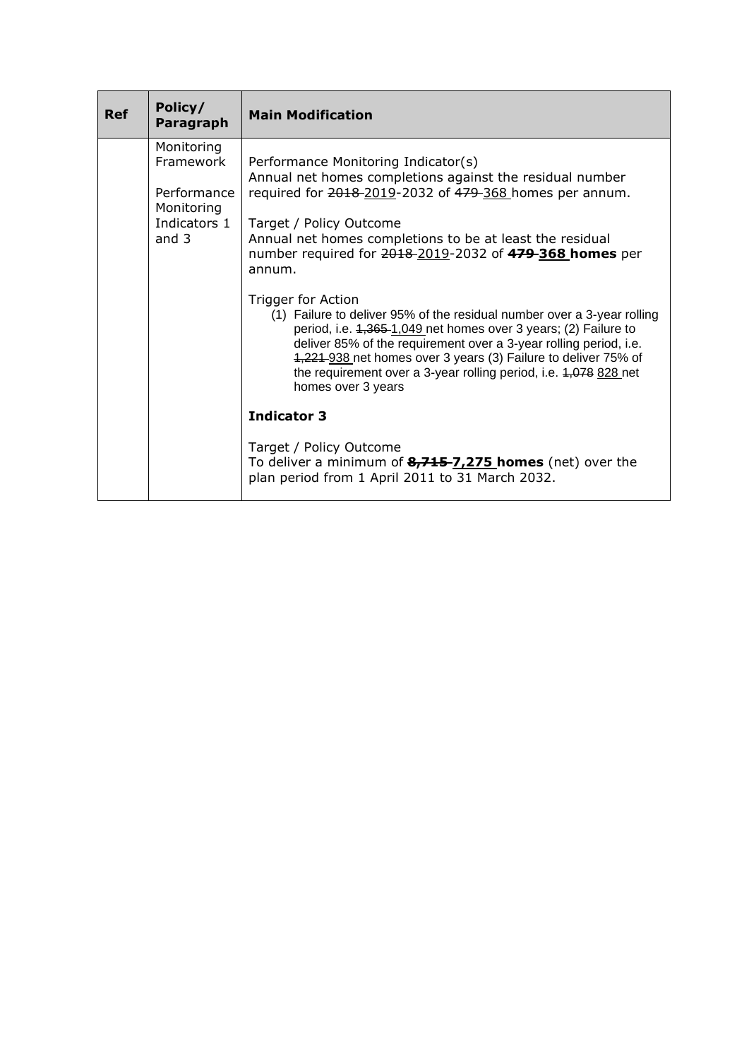| Ref | Policy/ Paragraph | Main Modification |
|---|---|---|
| | Monitoring Framework<br><br>Performance Monitoring Indicators 1 and 3 | Performance Monitoring Indicator(s)<br>Annual net homes completions against the residual number required for ~~2018~~ 2019-2032 of ~~479~~ 368 homes per annum.<br><br>Target / Policy Outcome<br>Annual net homes completions to be at least the residual number required for ~~2018~~ 2019-2032 of **~~479~~ 368 homes** per annum.<br><br>Trigger for Action<br>(1) Failure to deliver 95% of the residual number over a 3-year rolling period, i.e. ~~1,365~~ 1,049 net homes over 3 years; (2) Failure to deliver 85% of the requirement over a 3-year rolling period, i.e. ~~1,221~~ 938 net homes over 3 years (3) Failure to deliver 75% of the requirement over a 3-year rolling period, i.e. ~~1,078~~ 828 net homes over 3 years<br><br>**Indicator 3**<br><br>Target / Policy Outcome<br>To deliver a minimum of **~~8,715~~ 7,275 homes** (net) over the plan period from 1 April 2011 to 31 March 2032. |